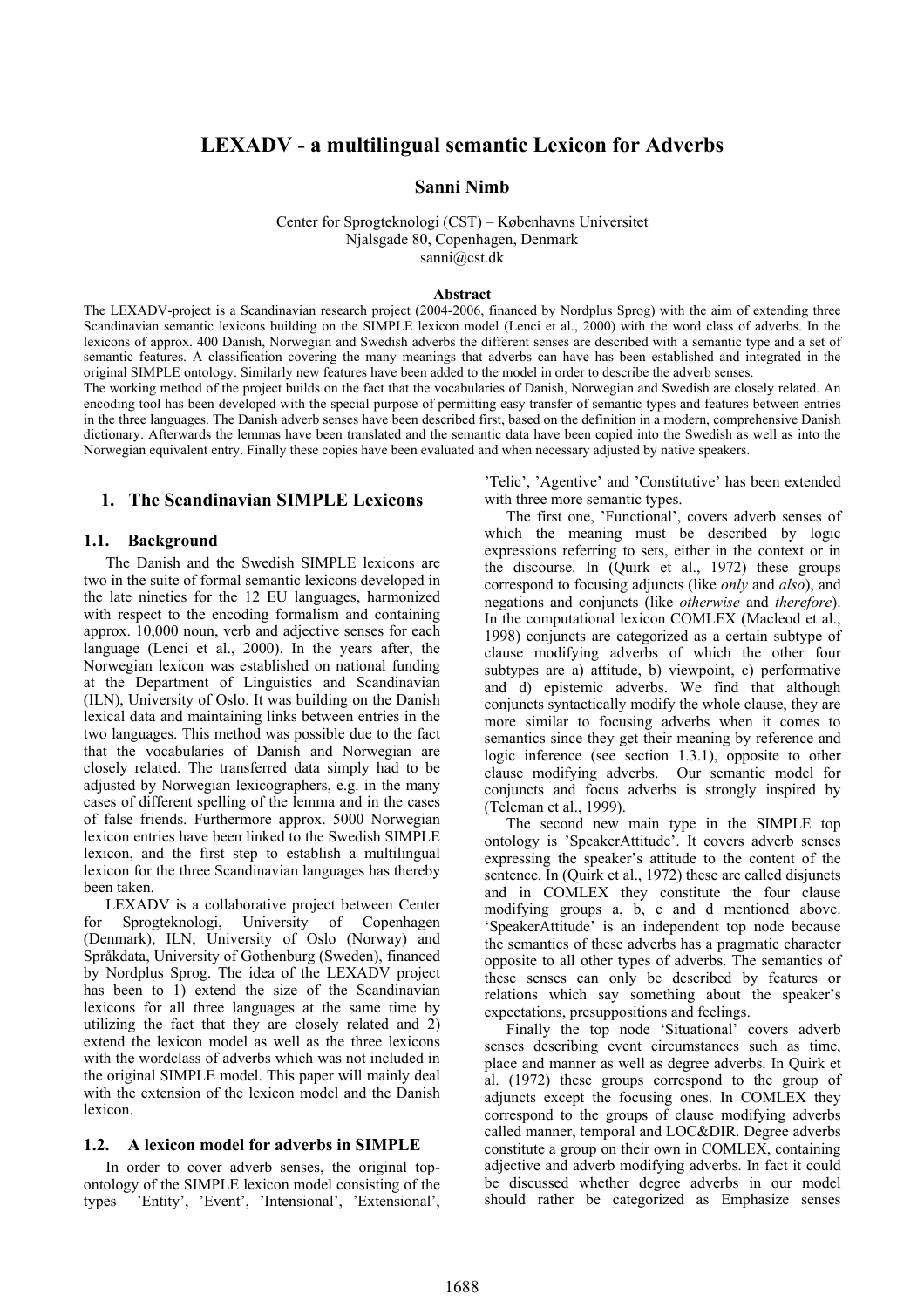# LEXADV - a multilingual semantic Lexicon for Adverbs

**Sanni Nimb**

Center for Sprogteknologi (CST) – Københavns Universitet
Njalsgade 80, Copenhagen, Denmark
sanni@cst.dk

**Abstract**

The LEXADV-project is a Scandinavian research project (2004-2006, financed by Nordplus Sprog) with the aim of extending three Scandinavian semantic lexicons building on the SIMPLE lexicon model (Lenci et al., 2000) with the word class of adverbs. In the lexicons of approx. 400 Danish, Norwegian and Swedish adverbs the different senses are described with a semantic type and a set of semantic features. A classification covering the many meanings that adverbs can have has been established and integrated in the original SIMPLE ontology. Similarly new features have been added to the model in order to describe the adverb senses.

The working method of the project builds on the fact that the vocabularies of Danish, Norwegian and Swedish are closely related. An encoding tool has been developed with the special purpose of permitting easy transfer of semantic types and features between entries in the three languages. The Danish adverb senses have been described first, based on the definition in a modern, comprehensive Danish dictionary. Afterwards the lemmas have been translated and the semantic data have been copied into the Swedish as well as into the Norwegian equivalent entry. Finally these copies have been evaluated and when necessary adjusted by native speakers.

## 1. The Scandinavian SIMPLE Lexicons

### 1.1. Background

The Danish and the Swedish SIMPLE lexicons are two in the suite of formal semantic lexicons developed in the late nineties for the 12 EU languages, harmonized with respect to the encoding formalism and containing approx. 10,000 noun, verb and adjective senses for each language (Lenci et al., 2000). In the years after, the Norwegian lexicon was established on national funding at the Department of Linguistics and Scandinavian (ILN), University of Oslo. It was building on the Danish lexical data and maintaining links between entries in the two languages. This method was possible due to the fact that the vocabularies of Danish and Norwegian are closely related. The transferred data simply had to be adjusted by Norwegian lexicographers, e.g. in the many cases of different spelling of the lemma and in the cases of false friends. Furthermore approx. 5000 Norwegian lexicon entries have been linked to the Swedish SIMPLE lexicon, and the first step to establish a multilingual lexicon for the three Scandinavian languages has thereby been taken.

LEXADV is a collaborative project between Center for Sprogteknologi, University of Copenhagen (Denmark), ILN, University of Oslo (Norway) and Språkdata, University of Gothenburg (Sweden), financed by Nordplus Sprog. The idea of the LEXADV project has been to 1) extend the size of the Scandinavian lexicons for all three languages at the same time by utilizing the fact that they are closely related and 2) extend the lexicon model as well as the three lexicons with the wordclass of adverbs which was not included in the original SIMPLE model. This paper will mainly deal with the extension of the lexicon model and the Danish lexicon.

### 1.2. A lexicon model for adverbs in SIMPLE

In order to cover adverb senses, the original top-ontology of the SIMPLE lexicon model consisting of the types 'Entity', 'Event', 'Intensional', 'Extensional', 'Telic', 'Agentive' and 'Constitutive' has been extended with three more semantic types.

The first one, 'Functional', covers adverb senses of which the meaning must be described by logic expressions referring to sets, either in the context or in the discourse. In (Quirk et al., 1972) these groups correspond to focusing adjuncts (like *only* and *also*), and negations and conjuncts (like *otherwise* and *therefore*). In the computational lexicon COMLEX (Macleod et al., 1998) conjuncts are categorized as a certain subtype of clause modifying adverbs of which the other four subtypes are a) attitude, b) viewpoint, c) performative and d) epistemic adverbs. We find that although conjuncts syntactically modify the whole clause, they are more similar to focusing adverbs when it comes to semantics since they get their meaning by reference and logic inference (see section 1.3.1), opposite to other clause modifying adverbs. Our semantic model for conjuncts and focus adverbs is strongly inspired by (Teleman et al., 1999).

The second new main type in the SIMPLE top ontology is 'SpeakerAttitude'. It covers adverb senses expressing the speaker's attitude to the content of the sentence. In (Quirk et al., 1972) these are called disjuncts and in COMLEX they constitute the four clause modifying groups a, b, c and d mentioned above. 'SpeakerAttitude' is an independent top node because the semantics of these adverbs has a pragmatic character opposite to all other types of adverbs. The semantics of these senses can only be described by features or relations which say something about the speaker's expectations, presuppositions and feelings.

Finally the top node 'Situational' covers adverb senses describing event circumstances such as time, place and manner as well as degree adverbs. In Quirk et al. (1972) these groups correspond to the group of adjuncts except the focusing ones. In COMLEX they correspond to the groups of clause modifying adverbs called manner, temporal and LOC&DIR. Degree adverbs constitute a group on their own in COMLEX, containing adjective and adverb modifying adverbs. In fact it could be discussed whether degree adverbs in our model should rather be categorized as Emphasize senses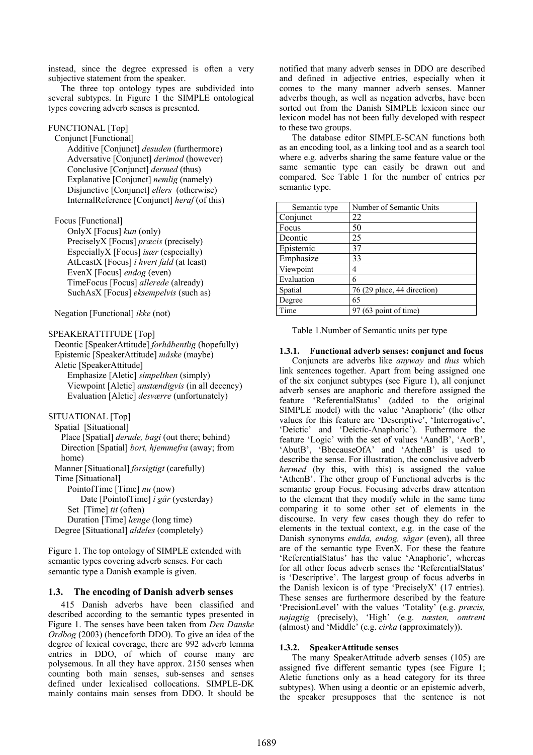instead, since the degree expressed is often a very subjective statement from the speaker.

The three top ontology types are subdivided into several subtypes. In Figure 1 the SIMPLE ontological types covering adverb senses is presented.

FUNCTIONAL [Top]
  Conjunct [Functional]
    Additive [Conjunct] *desuden* (furthermore)
    Adversative [Conjunct] *derimod* (however)
    Conclusive [Conjunct] *dermed* (thus)
    Explanative [Conjunct] *nemlig* (namely)
    Disjunctive [Conjunct] *ellers* (otherwise)
    InternalReference [Conjunct] *heraf* (of this)

  Focus [Functional]
    OnlyX [Focus] *kun* (only)
    PreciselyX [Focus] *præcis* (precisely)
    EspeciallyX [Focus] *især* (especially)
    AtLeastX [Focus] *i hvert fald* (at least)
    EvenX [Focus] *endog* (even)
    TimeFocus [Focus] *allerede* (already)
    SuchAsX [Focus] *eksempelvis* (such as)

  Negation [Functional] *ikke* (not)

SPEAKERATTITUDE [Top]
  Deontic [SpeakerAttitude] *forhåbentlig* (hopefully)
  Epistemic [SpeakerAttitude] *måske* (maybe)
  Aletic [SpeakerAttitude]
    Emphasize [Aletic] *simpelthen* (simply)
    Viewpoint [Aletic] *anstændigvis* (in all decency)
    Evaluation [Aletic] *desværre* (unfortunately)

SITUATIONAL [Top]
  Spatial [Situational]
    Place [Spatial] *derude, bagi* (out there; behind)
    Direction [Spatial] *bort, hjemmefra* (away; from home)
  Manner [Situational] *forsigtigt* (carefully)
  Time [Situational]
    PointofTime [Time] *nu* (now)
      Date [PointofTime] *i går* (yesterday)
    Set [Time] *tit* (often)
    Duration [Time] *længe* (long time)
  Degree [Situational] *aldeles* (completely)

Figure 1. The top ontology of SIMPLE extended with semantic types covering adverb senses. For each semantic type a Danish example is given.

## 1.3. The encoding of Danish adverb senses

415 Danish adverbs have been classified and described according to the semantic types presented in Figure 1. The senses have been taken from *Den Danske Ordbog* (2003) (henceforth DDO). To give an idea of the degree of lexical coverage, there are 992 adverb lemma entries in DDO, of which of course many are polysemous. In all they have approx. 2150 senses when counting both main senses, sub-senses and senses defined under lexicalised collocations. SIMPLE-DK mainly contains main senses from DDO. It should be notified that many adverb senses in DDO are described and defined in adjective entries, especially when it comes to the many manner adverb senses. Manner adverbs though, as well as negation adverbs, have been sorted out from the Danish SIMPLE lexicon since our lexicon model has not been fully developed with respect to these two groups.

The database editor SIMPLE-SCAN functions both as an encoding tool, as a linking tool and as a search tool where e.g. adverbs sharing the same feature value or the same semantic type can easily be drawn out and compared. See Table 1 for the number of entries per semantic type.

| Semantic type | Number of Semantic Units |
|---|---|
| Conjunct | 22 |
| Focus | 50 |
| Deontic | 25 |
| Epistemic | 37 |
| Emphasize | 33 |
| Viewpoint | 4 |
| Evaluation | 6 |
| Spatial | 76 (29 place, 44 direction) |
| Degree | 65 |
| Time | 97 (63 point of time) |

Table 1.Number of Semantic units per type

### 1.3.1. Functional adverb senses: conjunct and focus

Conjuncts are adverbs like *anyway* and *thus* which link sentences together. Apart from being assigned one of the six conjunct subtypes (see Figure 1), all conjunct adverb senses are anaphoric and therefore assigned the feature 'ReferentialStatus' (added to the original SIMPLE model) with the value 'Anaphoric' (the other values for this feature are 'Descriptive', 'Interrogative', 'Deictic' and 'Deictic-Anaphoric'). Futhermore the feature 'Logic' with the set of values 'AandB', 'AorB', 'AbutB', 'BbecauseOfA' and 'AthenB' is used to describe the sense. For illustration, the conclusive adverb *hermed* (by this, with this) is assigned the value 'AthenB'. The other group of Functional adverbs is the semantic group Focus. Focusing adverbs draw attention to the element that they modify while in the same time comparing it to some other set of elements in the discourse. In very few cases though they do refer to elements in the textual context, e.g. in the case of the Danish synonyms *endda, endog, sågar* (even), all three are of the semantic type EvenX. For these the feature 'ReferentialStatus' has the value 'Anaphoric', whereas for all other focus adverb senses the 'ReferentialStatus' is 'Descriptive'. The largest group of focus adverbs in the Danish lexicon is of type 'PreciselyX' (17 entries). These senses are furthermore described by the feature 'PrecisionLevel' with the values 'Totality' (e.g. *præcis, nøjagtig* (precisely), 'High' (e.g. *næsten, omtrent* (almost) and 'Middle' (e.g. *cirka* (approximately)).

### 1.3.2. SpeakerAttitude senses

The many SpeakerAttitude adverb senses (105) are assigned five different semantic types (see Figure 1; Aletic functions only as a head category for its three subtypes). When using a deontic or an epistemic adverb, the speaker presupposes that the sentence is not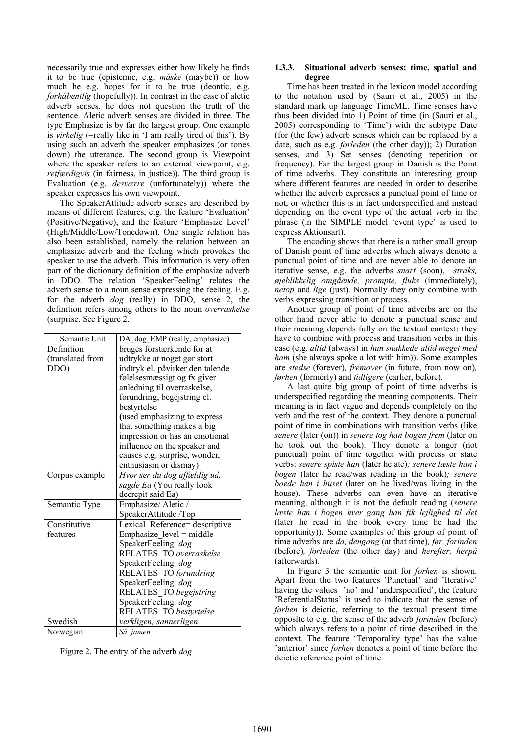necessarily true and expresses either how likely he finds it to be true (epistemic, e.g. *måske* (maybe)) or how much he e.g. hopes for it to be true (deontic, e.g. *forhåbentlig* (hopefully)). In contrast in the case of aletic adverb senses, he does not question the truth of the sentence. Aletic adverb senses are divided in three. The type Emphasize is by far the largest group. One example is *virkelig* (=really like in 'I am really tired of this'). By using such an adverb the speaker emphasizes (or tones down) the utterance. The second group is Viewpoint where the speaker refers to an external viewpoint, e.g. *retfærdigvis* (in fairness, in justice)). The third group is Evaluation (e.g. *desværre* (unfortunately)) where the speaker expresses his own viewpoint.

The SpeakerAttitude adverb senses are described by means of different features, e.g. the feature 'Evaluation' (Positive/Negative), and the feature 'Emphasize Level' (High/Middle/Low/Tonedown). One single relation has also been established, namely the relation between an emphasize adverb and the feeling which provokes the speaker to use the adverb. This information is very often part of the dictionary definition of the emphasize adverb in DDO. The relation 'SpeakerFeeling' relates the adverb sense to a noun sense expressing the feeling. E.g. for the adverb *dog* (really) in DDO, sense 2, the definition refers among others to the noun *overraskelse* (surprise. See Figure 2.

| Semantic Unit | DA_dog_EMP (really, emphasize) |
|---|---|
| Definition (translated from DDO) | bruges forstærkende for at udtrykke at noget gør stort indtryk el. påvirker den talende følelsesmæssigt og fx giver anledning til overraskelse, forundring, begejstring el. bestyrtelse (used emphasizing to express that something makes a big impression or has an emotional influence on the speaker and causes e.g. surprise, wonder, enthusiasm or dismay) |
| Corpus example | *Hvor ser du dog affældig ud, sagde Ea* (You really look decrepit said Ea) |
| Semantic Type | Emphasize/ Aletic / SpeakerAttitude /Top |
| Constitutive features | Lexical_Reference= descriptive Emphasize_level = middle SpeakerFeeling: *dog* RELATES_TO *overraskelse* SpeakerFeeling: *dog* RELATES_TO *forundring* SpeakerFeeling: *dog* RELATES_TO *begejstring* SpeakerFeeling: *dog* RELATES_TO *bestyrtelse* |
| Swedish | *verkligen, sannerligen* |
| Norwegian | *Så, jamen* |

Figure 2. The entry of the adverb *dog*

#### 1.3.3. Situational adverb senses: time, spatial and degree

Time has been treated in the lexicon model according to the notation used by (Sauri et al., 2005) in the standard mark up language TimeML. Time senses have thus been divided into 1) Point of time (in (Sauri et al., 2005) corresponding to 'Time') with the subtype Date (for (the few) adverb senses which can be replaced by a date, such as e.g. *forleden* (the other day)); 2) Duration senses, and 3) Set senses (denoting repetition or frequency). Far the largest group in Danish is the Point of time adverbs. They constitute an interesting group where different features are needed in order to describe whether the adverb expresses a punctual point of time or not, or whether this is in fact underspecified and instead depending on the event type of the actual verb in the phrase (in the SIMPLE model 'event type' is used to express Aktionsart).

The encoding shows that there is a rather small group of Danish point of time adverbs which always denote a punctual point of time and are never able to denote an iterative sense, e.g. the adverbs *snart* (soon), *straks, øjeblikkelig omgående, prompte, fluks* (immediately), *netop* and *lige* (just). Normally they only combine with verbs expressing transition or process.

Another group of point of time adverbs are on the other hand never able to denote a punctual sense and their meaning depends fully on the textual context: they have to combine with process and transition verbs in this case (e.g. *altid* (always) in *hun snakkede altid meget med ham* (she always spoke a lot with him)). Some examples are *stedse* (forever)*, fremover* (in future, from now on)*, førhen* (formerly) and *tidligere* (earlier, before)*.*

A last quite big group of point of time adverbs is underspecified regarding the meaning components. Their meaning is in fact vague and depends completely on the verb and the rest of the context. They denote a punctual point of time in combinations with transition verbs (like *senere* (later (on)) in *senere tog han bogen frem* (later on he took out the book). They denote a longer (not punctual) point of time together with process or state verbs: *senere spiste han* (later he ate)*; senere læste han i bogen* (later he read/was reading in the book)*; senere boede han i huset* (later on he lived/was living in the house). These adverbs can even have an iterative meaning, although it is not the default reading (*senere læste han i bogen hver gang han fik lejlighed til det* (later he read in the book every time he had the opportunity)). Some examples of this group of point of time adverbs are *da, dengang* (at that time)*, før, forinden* (before)*, forleden* (the other day) and *herefter, herpå* (afterwards)*.*

In Figure 3 the semantic unit for *førhen* is shown. Apart from the two features 'Punctual' and 'Iterative' having the values 'no' and 'underspecified', the feature 'ReferentialStatus' is used to indicate that the sense of *førhen* is deictic, referring to the textual present time opposite to e.g. the sense of the adverb *forinden* (before) which always refers to a point of time described in the context. The feature 'Temporality_type' has the value 'anterior' since *førhen* denotes a point of time before the deictic reference point of time.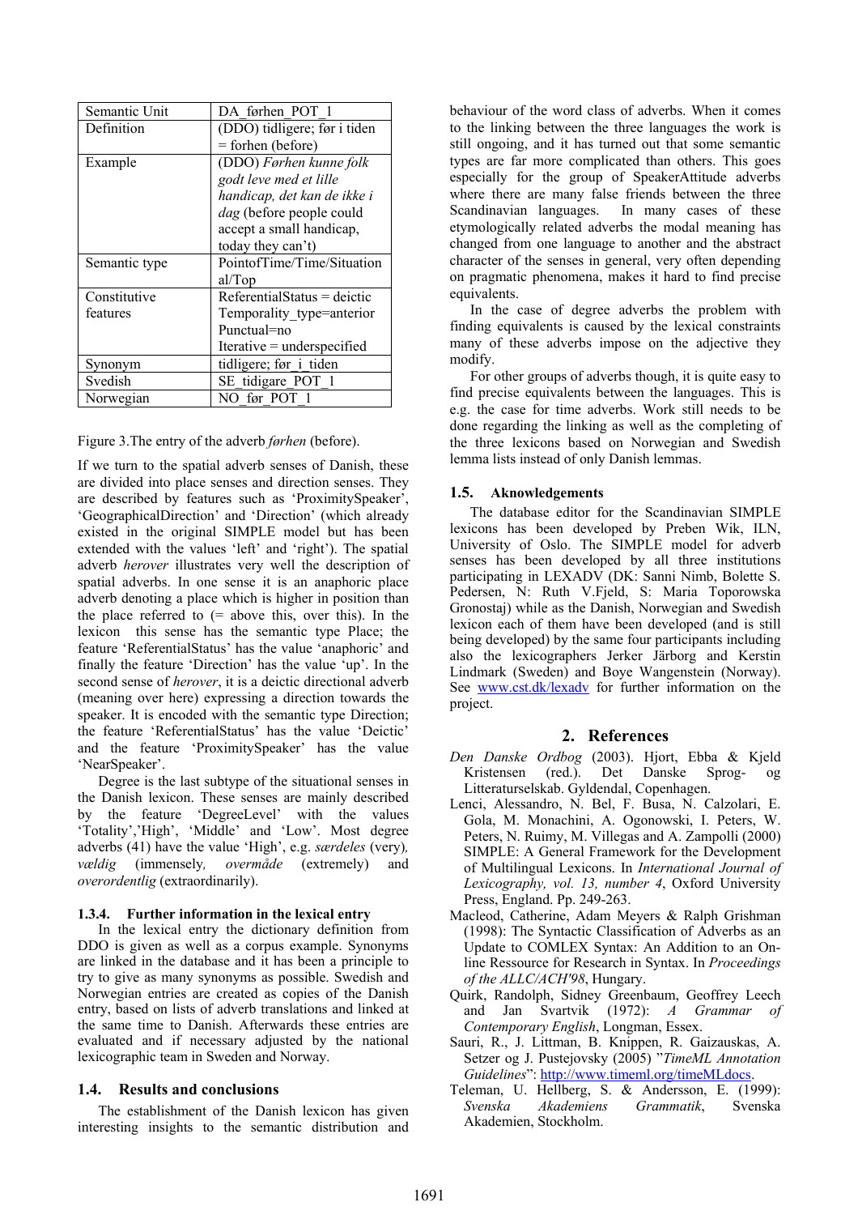| | |
|---|---|
| Semantic Unit | DA_førhen_POT_1 |
| Definition | (DDO) tidligere; før i tiden = forhen (before) |
| Example | (DDO) *Førhen kunne folk godt leve med et lille handicap, det kan de ikke i dag* (before people could accept a small handicap, today they can't) |
| Semantic type | PointofTime/Time/Situational/Top |
| Constitutive features | ReferentialStatus = deictic Temporality_type=anterior Punctual=no Iterative = underspecified |
| Synonym | tidligere; før_i_tiden |
| Svedish | SE_tidigare_POT_1 |
| Norwegian | NO_før_POT_1 |

Figure 3.The entry of the adverb *førhen* (before).

If we turn to the spatial adverb senses of Danish, these are divided into place senses and direction senses. They are described by features such as 'ProximitySpeaker', 'GeographicalDirection' and 'Direction' (which already existed in the original SIMPLE model but has been extended with the values 'left' and 'right'). The spatial adverb *herover* illustrates very well the description of spatial adverbs. In one sense it is an anaphoric place adverb denoting a place which is higher in position than the place referred to (= above this, over this). In the lexicon this sense has the semantic type Place; the feature 'ReferentialStatus' has the value 'anaphoric' and finally the feature 'Direction' has the value 'up'. In the second sense of *herover*, it is a deictic directional adverb (meaning over here) expressing a direction towards the speaker. It is encoded with the semantic type Direction; the feature 'ReferentialStatus' has the value 'Deictic' and the feature 'ProximitySpeaker' has the value 'NearSpeaker'.

Degree is the last subtype of the situational senses in the Danish lexicon. These senses are mainly described by the feature 'DegreeLevel' with the values 'Totality','High', 'Middle' and 'Low'. Most degree adverbs (41) have the value 'High', e.g. *særdeles* (very), *vældig* (immensely, *overmåde* (extremely) and *overordentlig* (extraordinarily).

#### 1.3.4. Further information in the lexical entry

In the lexical entry the dictionary definition from DDO is given as well as a corpus example. Synonyms are linked in the database and it has been a principle to try to give as many synonyms as possible. Swedish and Norwegian entries are created as copies of the Danish entry, based on lists of adverb translations and linked at the same time to Danish. Afterwards these entries are evaluated and if necessary adjusted by the national lexicographic team in Sweden and Norway.

### 1.4. Results and conclusions

The establishment of the Danish lexicon has given interesting insights to the semantic distribution and behaviour of the word class of adverbs. When it comes to the linking between the three languages the work is still ongoing, and it has turned out that some semantic types are far more complicated than others. This goes especially for the group of SpeakerAttitude adverbs where there are many false friends between the three Scandinavian languages. In many cases of these etymologically related adverbs the modal meaning has changed from one language to another and the abstract character of the senses in general, very often depending on pragmatic phenomena, makes it hard to find precise equivalents.

In the case of degree adverbs the problem with finding equivalents is caused by the lexical constraints many of these adverbs impose on the adjective they modify.

For other groups of adverbs though, it is quite easy to find precise equivalents between the languages. This is e.g. the case for time adverbs. Work still needs to be done regarding the linking as well as the completing of the three lexicons based on Norwegian and Swedish lemma lists instead of only Danish lemmas.

### 1.5. Aknowledgements

The database editor for the Scandinavian SIMPLE lexicons has been developed by Preben Wik, ILN, University of Oslo. The SIMPLE model for adverb senses has been developed by all three institutions participating in LEXADV (DK: Sanni Nimb, Bolette S. Pedersen, N: Ruth V.Fjeld, S: Maria Toporowska Gronostaj) while as the Danish, Norwegian and Swedish lexicon each of them have been developed (and is still being developed) by the same four participants including also the lexicographers Jerker Järborg and Kerstin Lindmark (Sweden) and Boye Wangenstein (Norway). See www.cst.dk/lexadv for further information on the project.

## 2. References

*Den Danske Ordbog* (2003). Hjort, Ebba & Kjeld Kristensen (red.). Det Danske Sprog- og Litteraturselskab. Gyldendal, Copenhagen.

Lenci, Alessandro, N. Bel, F. Busa, N. Calzolari, E. Gola, M. Monachini, A. Ogonowski, I. Peters, W. Peters, N. Ruimy, M. Villegas and A. Zampolli (2000) SIMPLE: A General Framework for the Development of Multilingual Lexicons. In *International Journal of Lexicography, vol. 13, number 4*, Oxford University Press, England. Pp. 249-263.

Macleod, Catherine, Adam Meyers & Ralph Grishman (1998): The Syntactic Classification of Adverbs as an Update to COMLEX Syntax: An Addition to an On-line Ressource for Research in Syntax. In *Proceedings of the ALLC/ACH'98*, Hungary.

Quirk, Randolph, Sidney Greenbaum, Geoffrey Leech and Jan Svartvik (1972): *A Grammar of Contemporary English*, Longman, Essex.

Sauri, R., J. Littman, B. Knippen, R. Gaizauskas, A. Setzer og J. Pustejovsky (2005) "*TimeML Annotation Guidelines*": http://www.timeml.org/timeMLdocs.

Teleman, U. Hellberg, S. & Andersson, E. (1999): *Svenska Akademiens Grammatik*, Svenska Akademien, Stockholm.